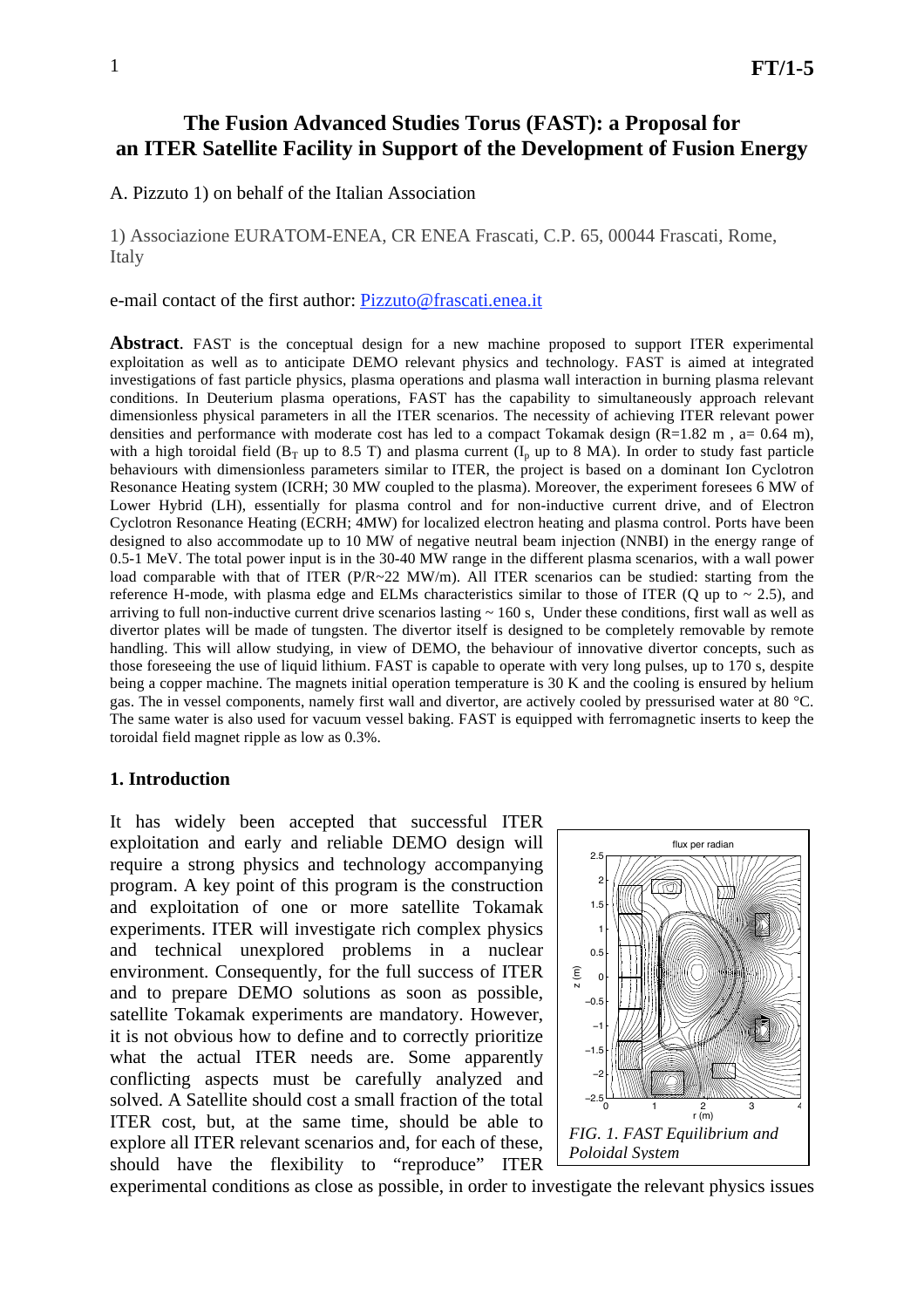# The Fusion Advanced Studies Torus (FAST): a Proposal for an ITER Satellite Facility in Support of the Development of Fusion Energy

A. Pizzuto 1) on behalf of the Italian Association

1) Associazione EURATOM-ENEA, CR ENEA Frascati, C.P. 65, 00044 Frascati, Rome, Italy

e-mail contact of the first author: Pizzuto@frascati.enea.it

**Abstract**. FAST is the conceptual design for a new machine proposed to support ITER experimental exploitation as well as to anticipate DEMO relevant physics and technology. FAST is aimed at integrated investigations of fast particle physics, plasma operations and plasma wall interaction in burning plasma relevant conditions. In Deuterium plasma operations, FAST has the capability to simultaneously approach relevant dimensionless physical parameters in all the ITER scenarios. The necessity of achieving ITER relevant power densities and performance with moderate cost has led to a compact Tokamak design (R=1.82 m , a= 0.64 m), with a high toroidal field ($B_T$ up to 8.5 T) and plasma current ($I_p$ up to 8 MA). In order to study fast particle behaviours with dimensionless parameters similar to ITER, the project is based on a dominant Ion Cyclotron Resonance Heating system (ICRH; 30 MW coupled to the plasma). Moreover, the experiment foresees 6 MW of Lower Hybrid (LH), essentially for plasma control and for non-inductive current drive, and of Electron Cyclotron Resonance Heating (ECRH; 4MW) for localized electron heating and plasma control. Ports have been designed to also accommodate up to 10 MW of negative neutral beam injection (NNBI) in the energy range of 0.5-1 MeV. The total power input is in the 30-40 MW range in the different plasma scenarios, with a wall power load comparable with that of ITER (P/R~22 MW/m). All ITER scenarios can be studied: starting from the reference H-mode, with plasma edge and ELMs characteristics similar to those of ITER (Q up to ~ 2.5), and arriving to full non-inductive current drive scenarios lasting ~ 160 s, Under these conditions, first wall as well as divertor plates will be made of tungsten. The divertor itself is designed to be completely removable by remote handling. This will allow studying, in view of DEMO, the behaviour of innovative divertor concepts, such as those foreseeing the use of liquid lithium. FAST is capable to operate with very long pulses, up to 170 s, despite being a copper machine. The magnets initial operation temperature is 30 K and the cooling is ensured by helium gas. The in vessel components, namely first wall and divertor, are actively cooled by pressurised water at 80 °C. The same water is also used for vacuum vessel baking. FAST is equipped with ferromagnetic inserts to keep the toroidal field magnet ripple as low as 0.3%.

## 1. Introduction

It has widely been accepted that successful ITER exploitation and early and reliable DEMO design will require a strong physics and technology accompanying program. A key point of this program is the construction and exploitation of one or more satellite Tokamak experiments. ITER will investigate rich complex physics and technical unexplored problems in a nuclear environment. Consequently, for the full success of ITER and to prepare DEMO solutions as soon as possible, satellite Tokamak experiments are mandatory. However, it is not obvious how to define and to correctly prioritize what the actual ITER needs are. Some apparently conflicting aspects must be carefully analyzed and solved. A Satellite should cost a small fraction of the total ITER cost, but, at the same time, should be able to explore all ITER relevant scenarios and, for each of these, should have the flexibility to "reproduce" ITER experimental conditions as close as possible, in order to investigate the relevant physics issues

*FIG. 1. FAST Equilibrium and Poloidal System*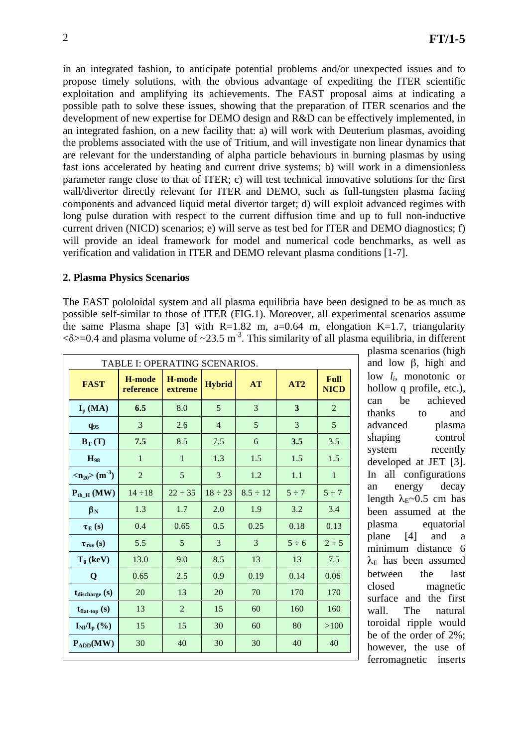in an integrated fashion, to anticipate potential problems and/or unexpected issues and to propose timely solutions, with the obvious advantage of expediting the ITER scientific exploitation and amplifying its achievements. The FAST proposal aims at indicating a possible path to solve these issues, showing that the preparation of ITER scenarios and the development of new expertise for DEMO design and R&D can be effectively implemented, in an integrated fashion, on a new facility that: a) will work with Deuterium plasmas, avoiding the problems associated with the use of Tritium, and will investigate non linear dynamics that are relevant for the understanding of alpha particle behaviours in burning plasmas by using fast ions accelerated by heating and current drive systems; b) will work in a dimensionless parameter range close to that of ITER; c) will test technical innovative solutions for the first wall/divertor directly relevant for ITER and DEMO, such as full-tungsten plasma facing components and advanced liquid metal divertor target; d) will exploit advanced regimes with long pulse duration with respect to the current diffusion time and up to full non-inductive current driven (NICD) scenarios; e) will serve as test bed for ITER and DEMO diagnostics; f) will provide an ideal framework for model and numerical code benchmarks, as well as verification and validation in ITER and DEMO relevant plasma conditions [1-7].

## 2. Plasma Physics Scenarios

The FAST pololoidal system and all plasma equilibria have been designed to be as much as possible self-similar to those of ITER (FIG.1). Moreover, all experimental scenarios assume the same Plasma shape [3] with R=1.82 m, a=0.64 m, elongation K=1.7, triangularity $<\delta>$=0.4 and plasma volume of ~23.5 $m^{-3}$. This similarity of all plasma equilibria, in different plasma scenarios (high and low $\beta$, high and low $l_i$, monotonic or hollow q profile, etc.), can be achieved thanks to and advanced plasma shaping control system recently developed at JET [3]. In all configurations an energy decay length $\lambda_E$~0.5 cm has been assumed at the plasma equatorial plane [4] and a minimum distance 6 $\lambda_E$ has been assumed between the last closed magnetic surface and the first wall. The natural toroidal ripple would be of the order of 2%; however, the use of ferromagnetic inserts

TABLE I: OPERATING SCENARIOS.

| FAST | H-mode reference | H-mode extreme | Hybrid | AT | AT2 | Full NICD |
|---|---|---|---|---|---|---|
| $I_p$ (MA) | **6.5** | 8.0 | 5 | 3 | **3** | 2 |
| $q_{95}$ | 3 | 2.6 | 4 | 5 | 3 | 5 |
| $B_T$ (T) | **7.5** | 8.5 | 7.5 | 6 | **3.5** | 3.5 |
| $H_{98}$ | 1 | 1 | 1.3 | 1.5 | 1.5 | 1.5 |
| $<n_{20}>$ ($m^{-3}$) | 2 | 5 | 3 | 1.2 | 1.1 | 1 |
| $P_{th\_H}$ (MW) | 14 ÷18 | 22 ÷ 35 | 18 ÷ 23 | 8.5 ÷ 12 | 5 ÷ 7 | 5 ÷ 7 |
| $\beta_N$ | 1.3 | 1.7 | 2.0 | 1.9 | 3.2 | 3.4 |
| $\tau_E$ (s) | 0.4 | 0.65 | 0.5 | 0.25 | 0.18 | 0.13 |
| $\tau_{res}$ (s) | 5.5 | 5 | 3 | 3 | 5 ÷ 6 | 2 ÷ 5 |
| $T_0$ (keV) | 13.0 | 9.0 | 8.5 | 13 | 13 | 7.5 |
| Q | 0.65 | 2.5 | 0.9 | 0.19 | 0.14 | 0.06 |
| $t_{discharge}$ (s) | 20 | 13 | 20 | 70 | 170 | 170 |
| $t_{flat-top}$ (s) | 13 | 2 | 15 | 60 | 160 | 160 |
| $I_{NI}/I_p$ (%) | 15 | 15 | 30 | 60 | 80 | >100 |
| $P_{ADD}$(MW) | 30 | 40 | 30 | 30 | 40 | 40 |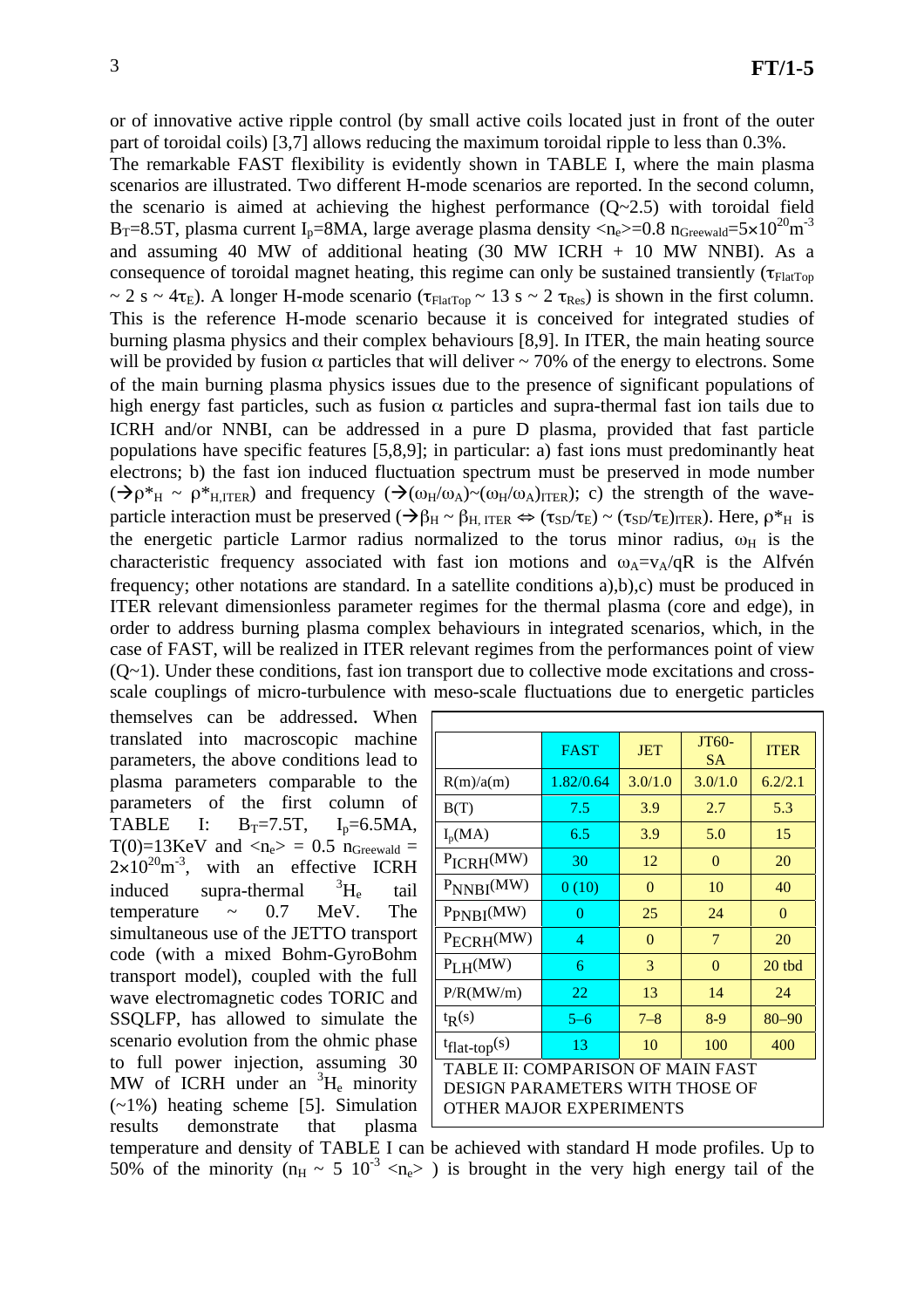or of innovative active ripple control (by small active coils located just in front of the outer part of toroidal coils) [3,7] allows reducing the maximum toroidal ripple to less than 0.3%.

The remarkable FAST flexibility is evidently shown in TABLE I, where the main plasma scenarios are illustrated. Two different H-mode scenarios are reported. In the second column, the scenario is aimed at achieving the highest performance (Q~2.5) with toroidal field $B_T$=8.5T, plasma current $I_p$=8MA, large average plasma density $<n_e>$=0.8 $n_{Greewald}$=$5\times10^{20}m^{-3}$ and assuming 40 MW of additional heating (30 MW ICRH + 10 MW NNBI). As a consequence of toroidal magnet heating, this regime can only be sustained transiently ($\tau_{FlatTop}$ ~ 2 s ~ 4$\tau_E$). A longer H-mode scenario ($\tau_{FlatTop}$ ~ 13 s ~ 2 $\tau_{Res}$) is shown in the first column. This is the reference H-mode scenario because it is conceived for integrated studies of burning plasma physics and their complex behaviours [8,9]. In ITER, the main heating source will be provided by fusion $\alpha$ particles that will deliver ~ 70% of the energy to electrons. Some of the main burning plasma physics issues due to the presence of significant populations of high energy fast particles, such as fusion $\alpha$ particles and supra-thermal fast ion tails due to ICRH and/or NNBI, can be addressed in a pure D plasma, provided that fast particle populations have specific features [5,8,9]; in particular: a) fast ions must predominantly heat electrons; b) the fast ion induced fluctuation spectrum must be preserved in mode number ($\rightarrow\rho^*_H \sim \rho^*_{H,ITER}$) and frequency ($\rightarrow(\omega_H/\omega_A)\sim(\omega_H/\omega_A)_{ITER}$); c) the strength of the wave-particle interaction must be preserved ($\rightarrow\beta_H \sim \beta_{H,\,ITER} \Leftrightarrow (\tau_{SD}/\tau_E) \sim (\tau_{SD}/\tau_E)_{ITER}$). Here, $\rho^*_H$ is the energetic particle Larmor radius normalized to the torus minor radius, $\omega_H$ is the characteristic frequency associated with fast ion motions and $\omega_A$=$v_A/qR$ is the Alfvén frequency; other notations are standard. In a satellite conditions a),b),c) must be produced in ITER relevant dimensionless parameter regimes for the thermal plasma (core and edge), in order to address burning plasma complex behaviours in integrated scenarios, which, in the case of FAST, will be realized in ITER relevant regimes from the performances point of view (Q~1). Under these conditions, fast ion transport due to collective mode excitations and cross-scale couplings of micro-turbulence with meso-scale fluctuations due to energetic particles themselves can be addressed. When translated into macroscopic machine parameters, the above conditions lead to plasma parameters comparable to the parameters of the first column of TABLE I: $B_T$=7.5T, $I_p$=6.5MA, T(0)=13KeV and $<n_e>$ = 0.5 $n_{Greewald}$ = $2\times10^{20}m^{-3}$, with an effective ICRH induced supra-thermal $^3H_e$ tail temperature ~ 0.7 MeV. The simultaneous use of the JETTO transport code (with a mixed Bohm-GyroBohm transport model), coupled with the full wave electromagnetic codes TORIC and SSQLFP, has allowed to simulate the scenario evolution from the ohmic phase to full power injection, assuming 30 MW of ICRH under an $^3H_e$ minority (~1%) heating scheme [5]. Simulation results demonstrate that plasma temperature and density of TABLE I can be achieved with standard H mode profiles. Up to 50% of the minority ($n_H$ ~ 5 $10^{-3}$ $<n_e>$ ) is brought in the very high energy tail of the

| | FAST | JET | JT60-SA | ITER |
|---|---|---|---|---|
| R(m)/a(m) | 1.82/0.64 | 3.0/1.0 | 3.0/1.0 | 6.2/2.1 |
| B(T) | 7.5 | 3.9 | 2.7 | 5.3 |
| $I_p$(MA) | 6.5 | 3.9 | 5.0 | 15 |
| $P_{ICRH}$(MW) | 30 | 12 | 0 | 20 |
| $P_{NNBI}$(MW) | 0 (10) | 0 | 10 | 40 |
| $P_{PNBI}$(MW) | 0 | 25 | 24 | 0 |
| $P_{ECRH}$(MW) | 4 | 0 | 7 | 20 |
| $P_{LH}$(MW) | 6 | 3 | 0 | 20 tbd |
| P/R(MW/m) | 22 | 13 | 14 | 24 |
| $t_R$(s) | 5–6 | 7–8 | 8-9 | 80–90 |
| $t_{flat\text{-}top}$(s) | 13 | 10 | 100 | 400 |

TABLE II: COMPARISON OF MAIN FAST DESIGN PARAMETERS WITH THOSE OF OTHER MAJOR EXPERIMENTS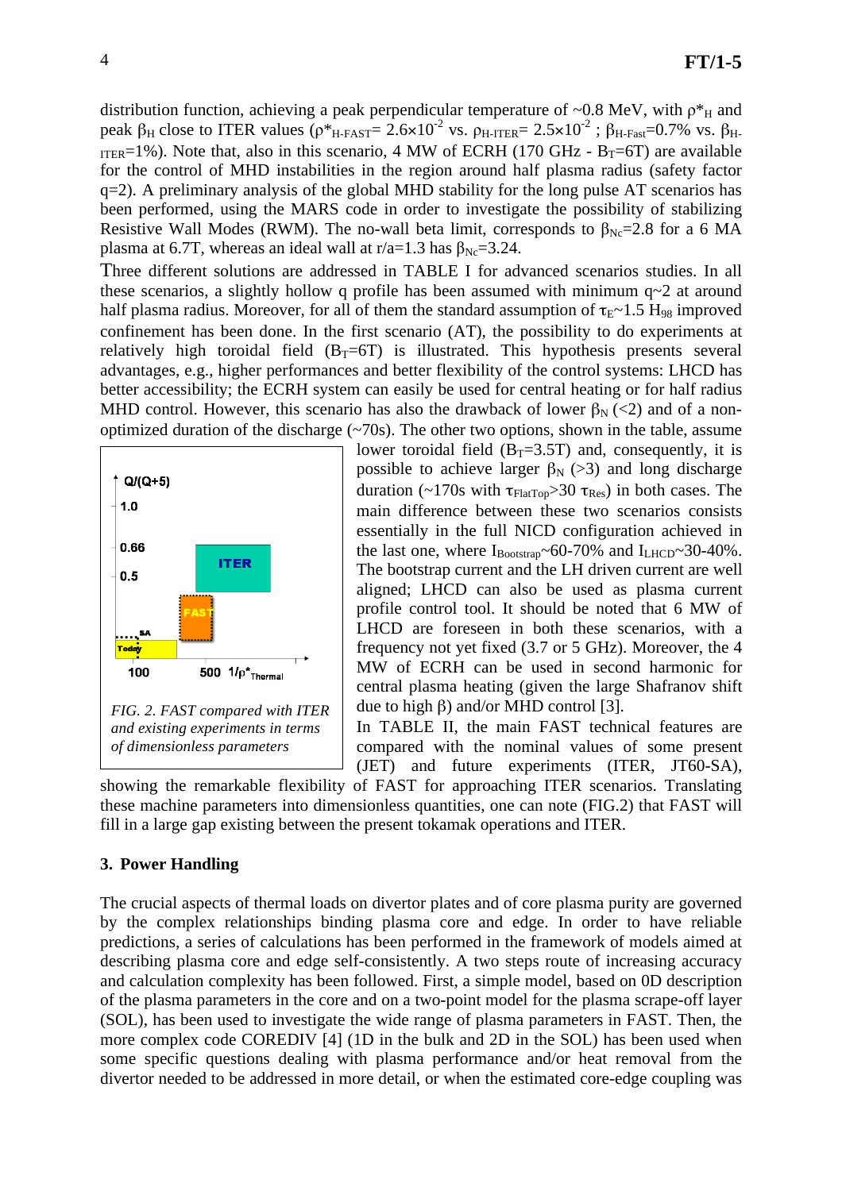distribution function, achieving a peak perpendicular temperature of ~0.8 MeV, with $\rho^*_H$ and peak $\beta_H$ close to ITER values ($\rho^*_{H\text{-}FAST}= 2.6\times10^{-2}$ vs. $\rho_{H\text{-}ITER}= 2.5\times10^{-2}$ ; $\beta_{H\text{-}Fast}$=0.7% vs. $\beta_{H\text{-}ITER}$=1%). Note that, also in this scenario, 4 MW of ECRH (170 GHz - $B_T$=6T) are available for the control of MHD instabilities in the region around half plasma radius (safety factor q=2). A preliminary analysis of the global MHD stability for the long pulse AT scenarios has been performed, using the MARS code in order to investigate the possibility of stabilizing Resistive Wall Modes (RWM). The no-wall beta limit, corresponds to $\beta_{Nc}$=2.8 for a 6 MA plasma at 6.7T, whereas an ideal wall at r/a=1.3 has $\beta_{Nc}$=3.24.

Three different solutions are addressed in TABLE I for advanced scenarios studies. In all these scenarios, a slightly hollow q profile has been assumed with minimum q~2 at around half plasma radius. Moreover, for all of them the standard assumption of $\tau_E$~1.5 $H_{98}$ improved confinement has been done. In the first scenario (AT), the possibility to do experiments at relatively high toroidal field ($B_T$=6T) is illustrated. This hypothesis presents several advantages, e.g., higher performances and better flexibility of the control systems: LHCD has better accessibility; the ECRH system can easily be used for central heating or for half radius MHD control. However, this scenario has also the drawback of lower $\beta_N$ (<2) and of a non-optimized duration of the discharge (~70s). The other two options, shown in the table, assume lower toroidal field ($B_T$=3.5T) and, consequently, it is possible to achieve larger $\beta_N$ (>3) and long discharge duration (~170s with $\tau_{FlatTop}$>30 $\tau_{Res}$) in both cases. The main difference between these two scenarios consists essentially in the full NICD configuration achieved in the last one, where $I_{Bootstrap}$~60-70% and $I_{LHCD}$~30-40%. The bootstrap current and the LH driven current are well aligned; LHCD can also be used as plasma current profile control tool. It should be noted that 6 MW of LHCD are foreseen in both these scenarios, with a frequency not yet fixed (3.7 or 5 GHz). Moreover, the 4 MW of ECRH can be used in second harmonic for central plasma heating (given the large Shafranov shift due to high β) and/or MHD control [3].

*FIG. 2. FAST compared with ITER and existing experiments in terms of dimensionless parameters*

In TABLE II, the main FAST technical features are compared with the nominal values of some present (JET) and future experiments (ITER, JT60-SA), showing the remarkable flexibility of FAST for approaching ITER scenarios. Translating these machine parameters into dimensionless quantities, one can note (FIG.2) that FAST will fill in a large gap existing between the present tokamak operations and ITER.

## 3. Power Handling

The crucial aspects of thermal loads on divertor plates and of core plasma purity are governed by the complex relationships binding plasma core and edge. In order to have reliable predictions, a series of calculations has been performed in the framework of models aimed at describing plasma core and edge self-consistently. A two steps route of increasing accuracy and calculation complexity has been followed. First, a simple model, based on 0D description of the plasma parameters in the core and on a two-point model for the plasma scrape-off layer (SOL), has been used to investigate the wide range of plasma parameters in FAST. Then, the more complex code COREDIV [4] (1D in the bulk and 2D in the SOL) has been used when some specific questions dealing with plasma performance and/or heat removal from the divertor needed to be addressed in more detail, or when the estimated core-edge coupling was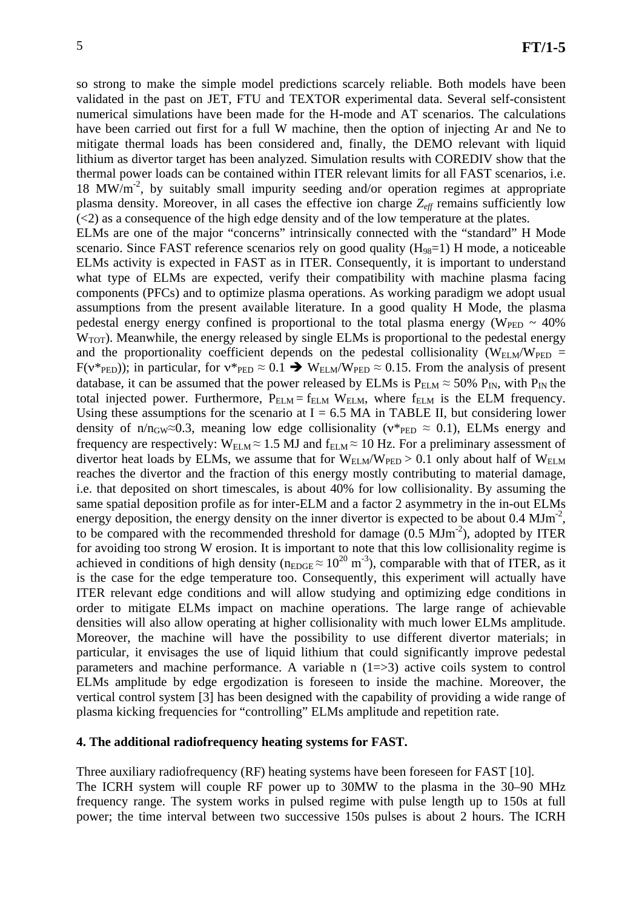so strong to make the simple model predictions scarcely reliable. Both models have been validated in the past on JET, FTU and TEXTOR experimental data. Several self-consistent numerical simulations have been made for the H-mode and AT scenarios. The calculations have been carried out first for a full W machine, then the option of injecting Ar and Ne to mitigate thermal loads has been considered and, finally, the DEMO relevant with liquid lithium as divertor target has been analyzed. Simulation results with COREDIV show that the thermal power loads can be contained within ITER relevant limits for all FAST scenarios, i.e. 18 $MW/m^{-2}$, by suitably small impurity seeding and/or operation regimes at appropriate plasma density. Moreover, in all cases the effective ion charge $Z_{eff}$ remains sufficiently low (<2) as a consequence of the high edge density and of the low temperature at the plates.

ELMs are one of the major "concerns" intrinsically connected with the "standard" H Mode scenario. Since FAST reference scenarios rely on good quality ($H_{98}$=1) H mode, a noticeable ELMs activity is expected in FAST as in ITER. Consequently, it is important to understand what type of ELMs are expected, verify their compatibility with machine plasma facing components (PFCs) and to optimize plasma operations. As working paradigm we adopt usual assumptions from the present available literature. In a good quality H Mode, the plasma pedestal energy energy confined is proportional to the total plasma energy ($W_{PED} \sim 40\% \, W_{TOT}$). Meanwhile, the energy released by single ELMs is proportional to the pedestal energy and the proportionality coefficient depends on the pedestal collisionality ($W_{ELM}/W_{PED} = F(\nu^*_{PED})$); in particular, for $\nu^*_{PED} \approx 0.1 \Rightarrow W_{ELM}/W_{PED} \approx 0.15$. From the analysis of present database, it can be assumed that the power released by ELMs is $P_{ELM} \approx 50\% \, P_{IN}$, with $P_{IN}$ the total injected power. Furthermore, $P_{ELM} = f_{ELM} \, W_{ELM}$, where $f_{ELM}$ is the ELM frequency. Using these assumptions for the scenario at I = 6.5 MA in TABLE II, but considering lower density of $n/n_{GW} \approx 0.3$, meaning low edge collisionality ($\nu^*_{PED} \approx 0.1$), ELMs energy and frequency are respectively: $W_{ELM} \approx 1.5$ MJ and $f_{ELM} \approx 10$ Hz. For a preliminary assessment of divertor heat loads by ELMs, we assume that for $W_{ELM}/W_{PED} > 0.1$ only about half of $W_{ELM}$ reaches the divertor and the fraction of this energy mostly contributing to material damage, i.e. that deposited on short timescales, is about 40% for low collisionality. By assuming the same spatial deposition profile as for inter-ELM and a factor 2 asymmetry in the in-out ELMs energy deposition, the energy density on the inner divertor is expected to be about 0.4 $MJm^{-2}$, to be compared with the recommended threshold for damage (0.5 $MJm^{-2}$), adopted by ITER for avoiding too strong W erosion. It is important to note that this low collisionality regime is achieved in conditions of high density ($n_{EDGE} \approx 10^{20}$ $m^{-3}$), comparable with that of ITER, as it is the case for the edge temperature too. Consequently, this experiment will actually have ITER relevant edge conditions and will allow studying and optimizing edge conditions in order to mitigate ELMs impact on machine operations. The large range of achievable densities will also allow operating at higher collisionality with much lower ELMs amplitude. Moreover, the machine will have the possibility to use different divertor materials; in particular, it envisages the use of liquid lithium that could significantly improve pedestal parameters and machine performance. A variable n (1=>3) active coils system to control ELMs amplitude by edge ergodization is foreseen to inside the machine. Moreover, the vertical control system [3] has been designed with the capability of providing a wide range of plasma kicking frequencies for "controlling" ELMs amplitude and repetition rate.

## 4. The additional radiofrequency heating systems for FAST.

Three auxiliary radiofrequency (RF) heating systems have been foreseen for FAST [10].

The ICRH system will couple RF power up to 30MW to the plasma in the 30–90 MHz frequency range. The system works in pulsed regime with pulse length up to 150s at full power; the time interval between two successive 150s pulses is about 2 hours. The ICRH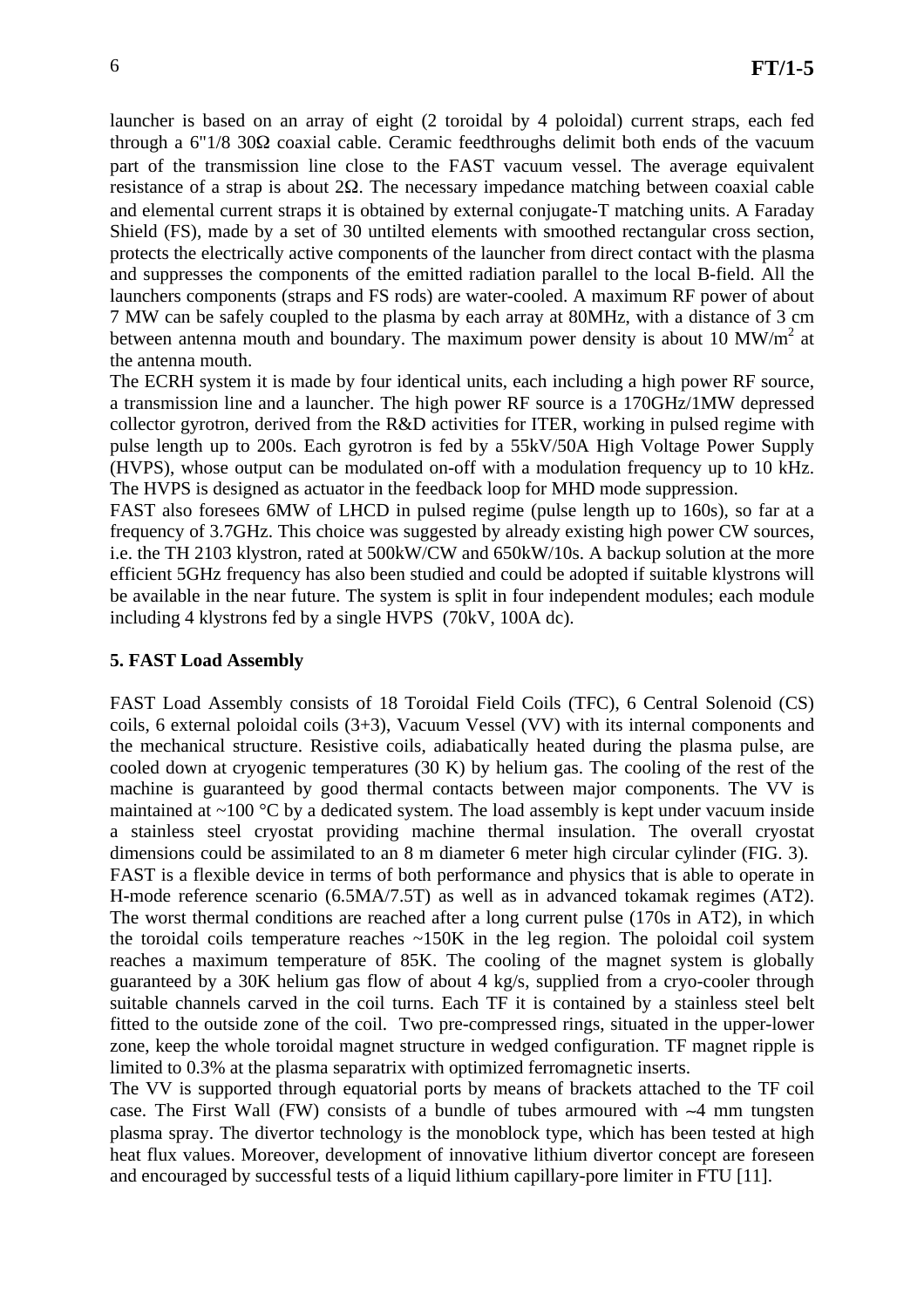launcher is based on an array of eight (2 toroidal by 4 poloidal) current straps, each fed through a 6"1/8 30Ω coaxial cable. Ceramic feedthroughs delimit both ends of the vacuum part of the transmission line close to the FAST vacuum vessel. The average equivalent resistance of a strap is about 2Ω. The necessary impedance matching between coaxial cable and elemental current straps it is obtained by external conjugate-T matching units. A Faraday Shield (FS), made by a set of 30 untilted elements with smoothed rectangular cross section, protects the electrically active components of the launcher from direct contact with the plasma and suppresses the components of the emitted radiation parallel to the local B-field. All the launchers components (straps and FS rods) are water-cooled. A maximum RF power of about 7 MW can be safely coupled to the plasma by each array at 80MHz, with a distance of 3 cm between antenna mouth and boundary. The maximum power density is about 10 $MW/m^2$ at the antenna mouth.

The ECRH system it is made by four identical units, each including a high power RF source, a transmission line and a launcher. The high power RF source is a 170GHz/1MW depressed collector gyrotron, derived from the R&D activities for ITER, working in pulsed regime with pulse length up to 200s. Each gyrotron is fed by a 55kV/50A High Voltage Power Supply (HVPS), whose output can be modulated on-off with a modulation frequency up to 10 kHz. The HVPS is designed as actuator in the feedback loop for MHD mode suppression.

FAST also foresees 6MW of LHCD in pulsed regime (pulse length up to 160s), so far at a frequency of 3.7GHz. This choice was suggested by already existing high power CW sources, i.e. the TH 2103 klystron, rated at 500kW/CW and 650kW/10s. A backup solution at the more efficient 5GHz frequency has also been studied and could be adopted if suitable klystrons will be available in the near future. The system is split in four independent modules; each module including 4 klystrons fed by a single HVPS (70kV, 100A dc).

## 5. FAST Load Assembly

FAST Load Assembly consists of 18 Toroidal Field Coils (TFC), 6 Central Solenoid (CS) coils, 6 external poloidal coils (3+3), Vacuum Vessel (VV) with its internal components and the mechanical structure. Resistive coils, adiabatically heated during the plasma pulse, are cooled down at cryogenic temperatures (30 K) by helium gas. The cooling of the rest of the machine is guaranteed by good thermal contacts between major components. The VV is maintained at ~100 °C by a dedicated system. The load assembly is kept under vacuum inside a stainless steel cryostat providing machine thermal insulation. The overall cryostat dimensions could be assimilated to an 8 m diameter 6 meter high circular cylinder (FIG. 3).

FAST is a flexible device in terms of both performance and physics that is able to operate in H-mode reference scenario (6.5MA/7.5T) as well as in advanced tokamak regimes (AT2). The worst thermal conditions are reached after a long current pulse (170s in AT2), in which the toroidal coils temperature reaches ~150K in the leg region. The poloidal coil system reaches a maximum temperature of 85K. The cooling of the magnet system is globally guaranteed by a 30K helium gas flow of about 4 kg/s, supplied from a cryo-cooler through suitable channels carved in the coil turns. Each TF it is contained by a stainless steel belt fitted to the outside zone of the coil. Two pre-compressed rings, situated in the upper-lower zone, keep the whole toroidal magnet structure in wedged configuration. TF magnet ripple is limited to 0.3% at the plasma separatrix with optimized ferromagnetic inserts.

The VV is supported through equatorial ports by means of brackets attached to the TF coil case. The First Wall (FW) consists of a bundle of tubes armoured with ∼4 mm tungsten plasma spray. The divertor technology is the monoblock type, which has been tested at high heat flux values. Moreover, development of innovative lithium divertor concept are foreseen and encouraged by successful tests of a liquid lithium capillary-pore limiter in FTU [11].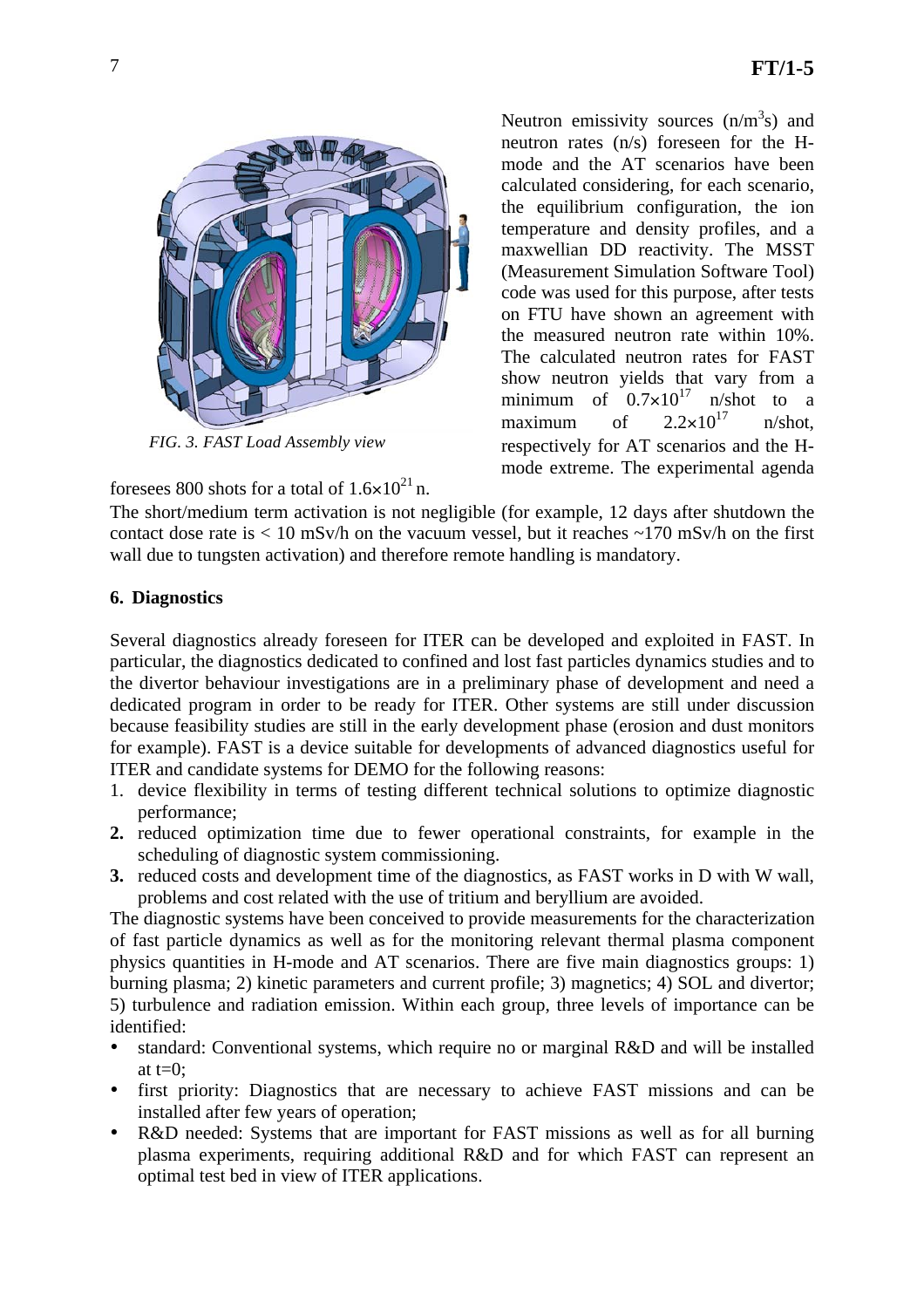FIG. 3. *FAST Load Assembly view*

Neutron emissivity sources ($n/m^3s$) and neutron rates (n/s) foreseen for the H-mode and the AT scenarios have been calculated considering, for each scenario, the equilibrium configuration, the ion temperature and density profiles, and a maxwellian DD reactivity. The MSST (Measurement Simulation Software Tool) code was used for this purpose, after tests on FTU have shown an agreement with the measured neutron rate within 10%. The calculated neutron rates for FAST show neutron yields that vary from a minimum of $0.7\times10^{17}$ n/shot to a maximum of $2.2\times10^{17}$ n/shot, respectively for AT scenarios and the H-mode extreme. The experimental agenda foresees 800 shots for a total of $1.6\times10^{21}$ n.

The short/medium term activation is not negligible (for example, 12 days after shutdown the contact dose rate is < 10 mSv/h on the vacuum vessel, but it reaches ~170 mSv/h on the first wall due to tungsten activation) and therefore remote handling is mandatory.

## 6. Diagnostics

Several diagnostics already foreseen for ITER can be developed and exploited in FAST. In particular, the diagnostics dedicated to confined and lost fast particles dynamics studies and to the divertor behaviour investigations are in a preliminary phase of development and need a dedicated program in order to be ready for ITER. Other systems are still under discussion because feasibility studies are still in the early development phase (erosion and dust monitors for example). FAST is a device suitable for developments of advanced diagnostics useful for ITER and candidate systems for DEMO for the following reasons:

1. device flexibility in terms of testing different technical solutions to optimize diagnostic performance;
2. reduced optimization time due to fewer operational constraints, for example in the scheduling of diagnostic system commissioning.
3. reduced costs and development time of the diagnostics, as FAST works in D with W wall, problems and cost related with the use of tritium and beryllium are avoided.

The diagnostic systems have been conceived to provide measurements for the characterization of fast particle dynamics as well as for the monitoring relevant thermal plasma component physics quantities in H-mode and AT scenarios. There are five main diagnostics groups: 1) burning plasma; 2) kinetic parameters and current profile; 3) magnetics; 4) SOL and divertor; 5) turbulence and radiation emission. Within each group, three levels of importance can be identified:

- standard: Conventional systems, which require no or marginal R&D and will be installed at t=0;
- first priority: Diagnostics that are necessary to achieve FAST missions and can be installed after few years of operation;
- R&D needed: Systems that are important for FAST missions as well as for all burning plasma experiments, requiring additional R&D and for which FAST can represent an optimal test bed in view of ITER applications.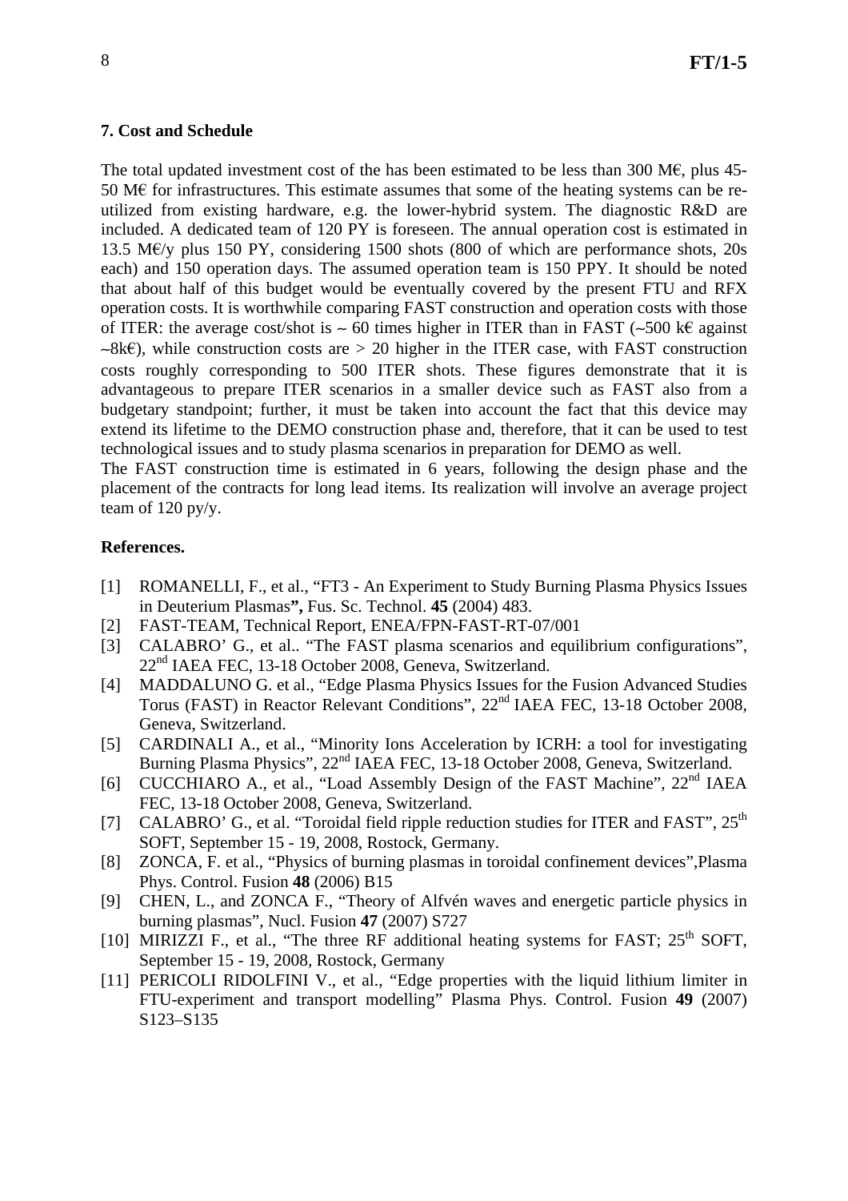### 7. Cost and Schedule

The total updated investment cost of the has been estimated to be less than 300 M€, plus 45-50 M€ for infrastructures. This estimate assumes that some of the heating systems can be re-utilized from existing hardware, e.g. the lower-hybrid system. The diagnostic R&D are included. A dedicated team of 120 PY is foreseen. The annual operation cost is estimated in 13.5 M€/y plus 150 PY, considering 1500 shots (800 of which are performance shots, 20s each) and 150 operation days. The assumed operation team is 150 PPY. It should be noted that about half of this budget would be eventually covered by the present FTU and RFX operation costs. It is worthwhile comparing FAST construction and operation costs with those of ITER: the average cost/shot is ~ 60 times higher in ITER than in FAST (~500 k€ against ~8k€), while construction costs are > 20 higher in the ITER case, with FAST construction costs roughly corresponding to 500 ITER shots. These figures demonstrate that it is advantageous to prepare ITER scenarios in a smaller device such as FAST also from a budgetary standpoint; further, it must be taken into account the fact that this device may extend its lifetime to the DEMO construction phase and, therefore, that it can be used to test technological issues and to study plasma scenarios in preparation for DEMO as well.

The FAST construction time is estimated in 6 years, following the design phase and the placement of the contracts for long lead items. Its realization will involve an average project team of 120 py/y.

### References.

[1] ROMANELLI, F., et al., "FT3 - An Experiment to Study Burning Plasma Physics Issues in Deuterium Plasmas**",** Fus. Sc. Technol. **45** (2004) 483.

[2] FAST-TEAM, Technical Report, ENEA/FPN-FAST-RT-07/001

[3] CALABRO' G., et al.. "The FAST plasma scenarios and equilibrium configurations", 22nd IAEA FEC, 13-18 October 2008, Geneva, Switzerland.

[4] MADDALUNO G. et al., "Edge Plasma Physics Issues for the Fusion Advanced Studies Torus (FAST) in Reactor Relevant Conditions", 22nd IAEA FEC, 13-18 October 2008, Geneva, Switzerland.

[5] CARDINALI A., et al., "Minority Ions Acceleration by ICRH: a tool for investigating Burning Plasma Physics", 22nd IAEA FEC, 13-18 October 2008, Geneva, Switzerland.

[6] CUCCHIARO A., et al., "Load Assembly Design of the FAST Machine", 22nd IAEA FEC, 13-18 October 2008, Geneva, Switzerland.

[7] CALABRO' G., et al. "Toroidal field ripple reduction studies for ITER and FAST", 25th SOFT, September 15 - 19, 2008, Rostock, Germany.

[8] ZONCA, F. et al., "Physics of burning plasmas in toroidal confinement devices",Plasma Phys. Control. Fusion **48** (2006) B15

[9] CHEN, L., and ZONCA F., "Theory of Alfvén waves and energetic particle physics in burning plasmas", Nucl. Fusion **47** (2007) S727

[10] MIRIZZI F., et al., "The three RF additional heating systems for FAST; 25th SOFT, September 15 - 19, 2008, Rostock, Germany

[11] PERICOLI RIDOLFINI V., et al., "Edge properties with the liquid lithium limiter in FTU-experiment and transport modelling" Plasma Phys. Control. Fusion **49** (2007) S123–S135